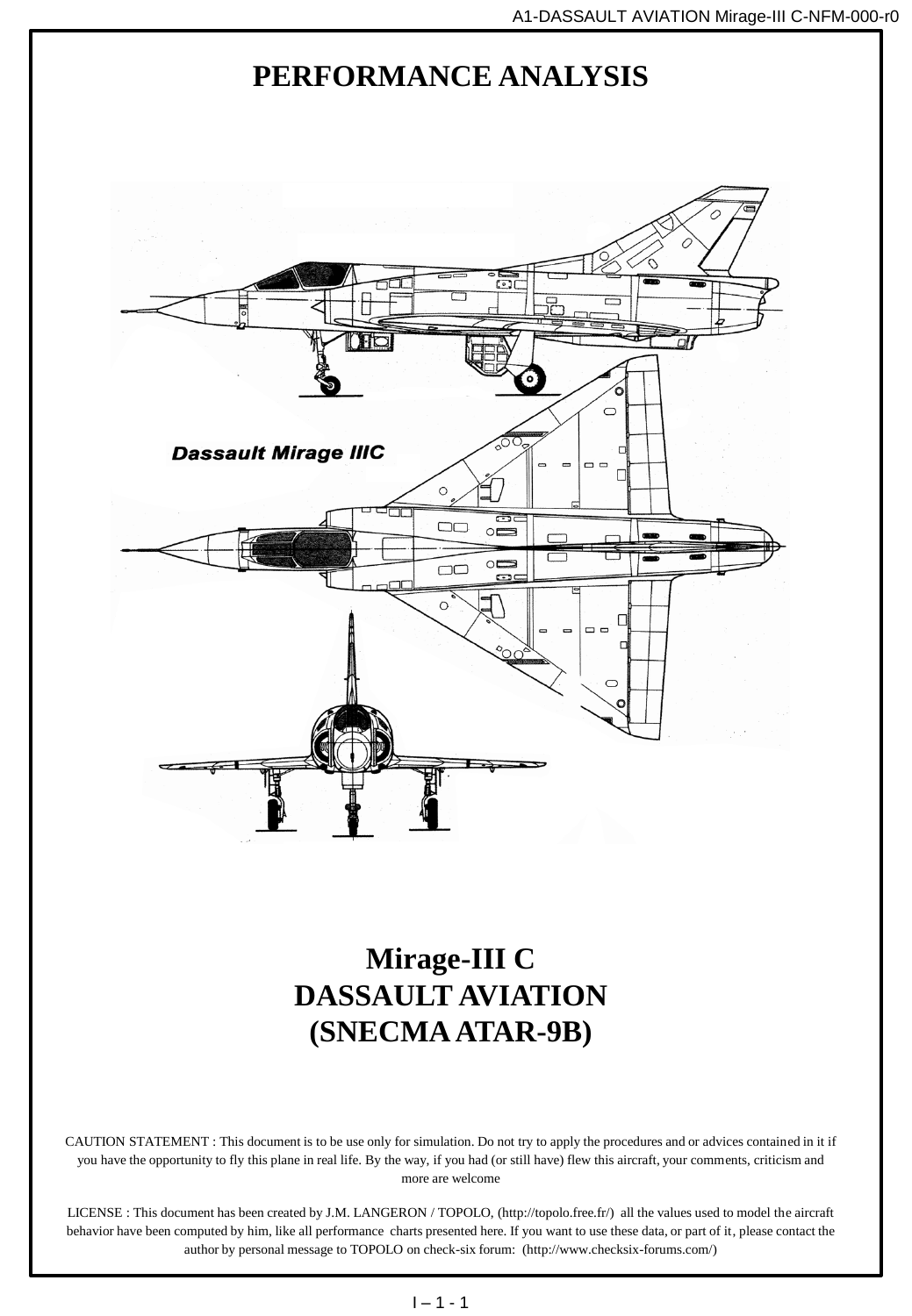# PERFORMANCE ANALYSIS

# Mirage-III C
# DASSAULT AVIATION
# (SNECMA ATAR-9B)

CAUTION STATEMENT : This document is to be use only for simulation. Do not try to apply the procedures and or advices contained in it if you have the opportunity to fly this plane in real life. By the way, if you had (or still have) flew this aircraft, your comments, criticism and more are welcome

LICENSE : This document has been created by J.M. LANGERON / TOPOLO, (http://topolo.free.fr/) all the values used to model the aircraft behavior have been computed by him, like all performance charts presented here. If you want to use these data, or part of it, please contact the author by personal message to TOPOLO on check-six forum: (http://www.checksix-forums.com/)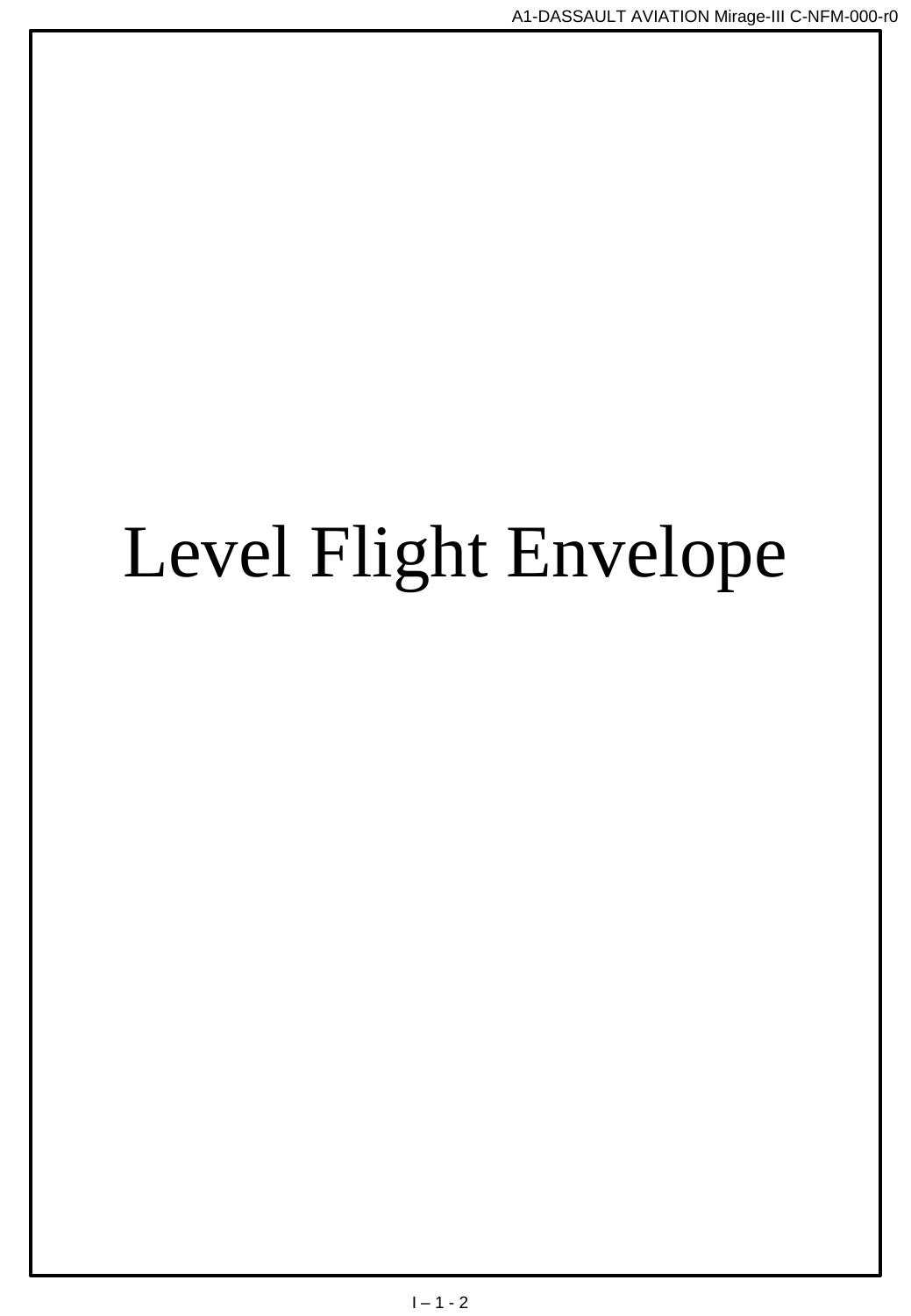# Level Flight Envelope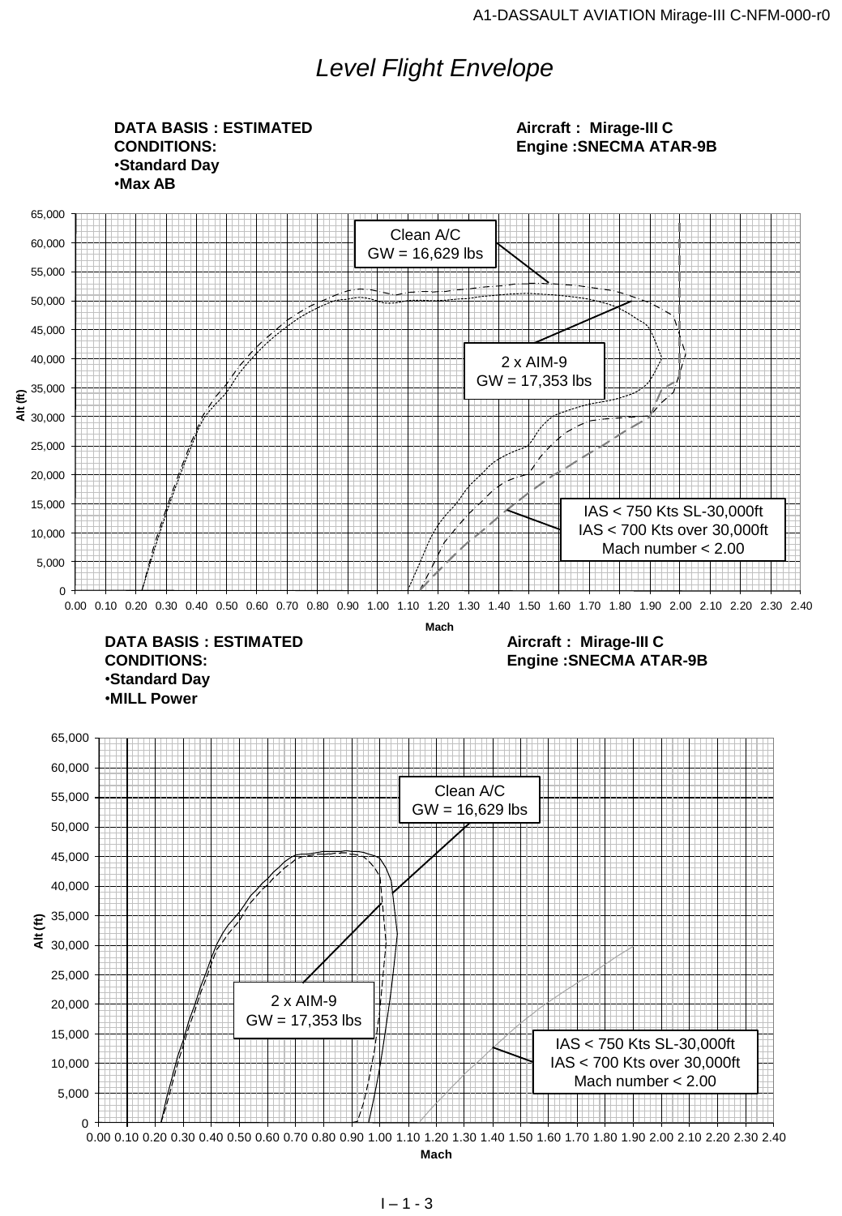# *Level Flight Envelope*

**DATA BASIS : ESTIMATED**
**CONDITIONS:**
- **Standard Day**
- **Max AB**

**Aircraft : Mirage-III C**
**Engine :SNECMA ATAR-9B**

Clean A/C
GW = 16,629 lbs

2 x AIM-9
GW = 17,353 lbs

IAS < 750 Kts SL-30,000ft
IAS < 700 Kts over 30,000ft
Mach number < 2.00

Alt (ft)

Mach

**DATA BASIS : ESTIMATED**
**CONDITIONS:**
- **Standard Day**
- **MILL Power**

**Aircraft : Mirage-III C**
**Engine :SNECMA ATAR-9B**

Clean A/C
GW = 16,629 lbs

2 x AIM-9
GW = 17,353 lbs

IAS < 750 Kts SL-30,000ft
IAS < 700 Kts over 30,000ft
Mach number < 2.00

Alt (ft)

Mach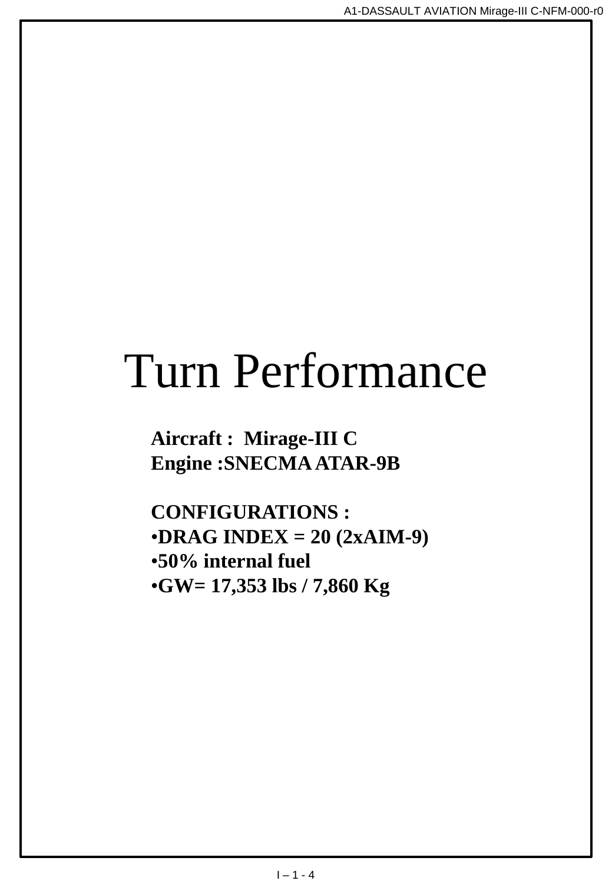# Turn Performance

**Aircraft : Mirage-III C**
**Engine :SNECMA ATAR-9B**

**CONFIGURATIONS :**

- **DRAG INDEX = 20 (2xAIM-9)**
- **50% internal fuel**
- **GW= 17,353 lbs / 7,860 Kg**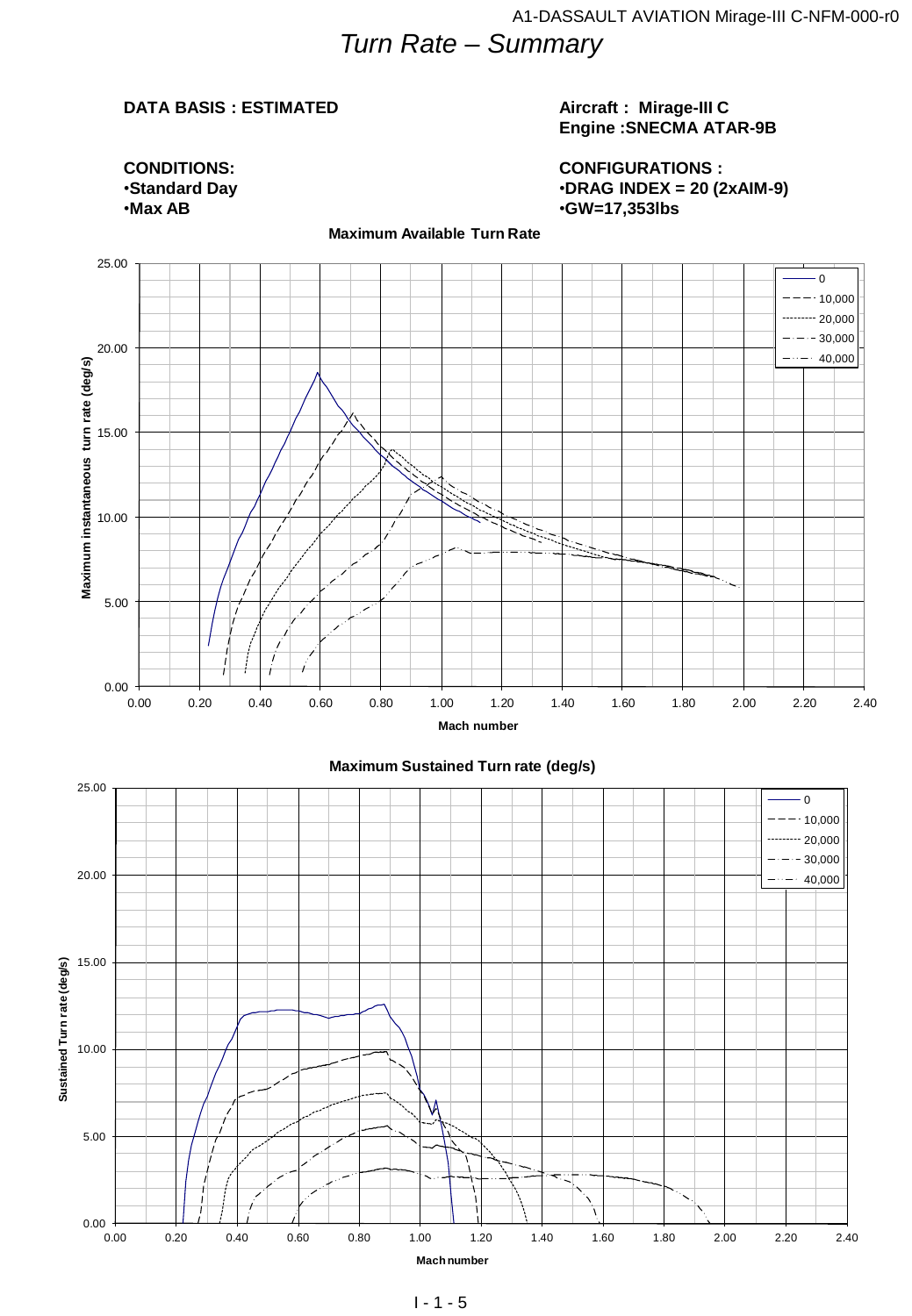# Turn Rate – Summary

**DATA BASIS : ESTIMATED**

**Aircraft : Mirage-III C**
**Engine :SNECMA ATAR-9B**

**CONDITIONS:**
- **Standard Day**
- **Max AB**

**CONFIGURATIONS :**
- **DRAG INDEX = 20 (2xAIM-9)**
- **GW=17,353lbs**

**Maximum Available Turn Rate**

Y-axis: Maximum instantaneous turn rate (deg/s), 0.00 – 25.00
X-axis: Mach number, 0.00 – 2.40
Legend: 0, 10,000, 20,000, 30,000, 40,000

**Maximum Sustained Turn rate (deg/s)**

Y-axis: Sustained Turn rate (deg/s), 0.00 – 25.00
X-axis: Mach number, 0.00 – 2.40
Legend: 0, 10,000, 20,000, 30,000, 40,000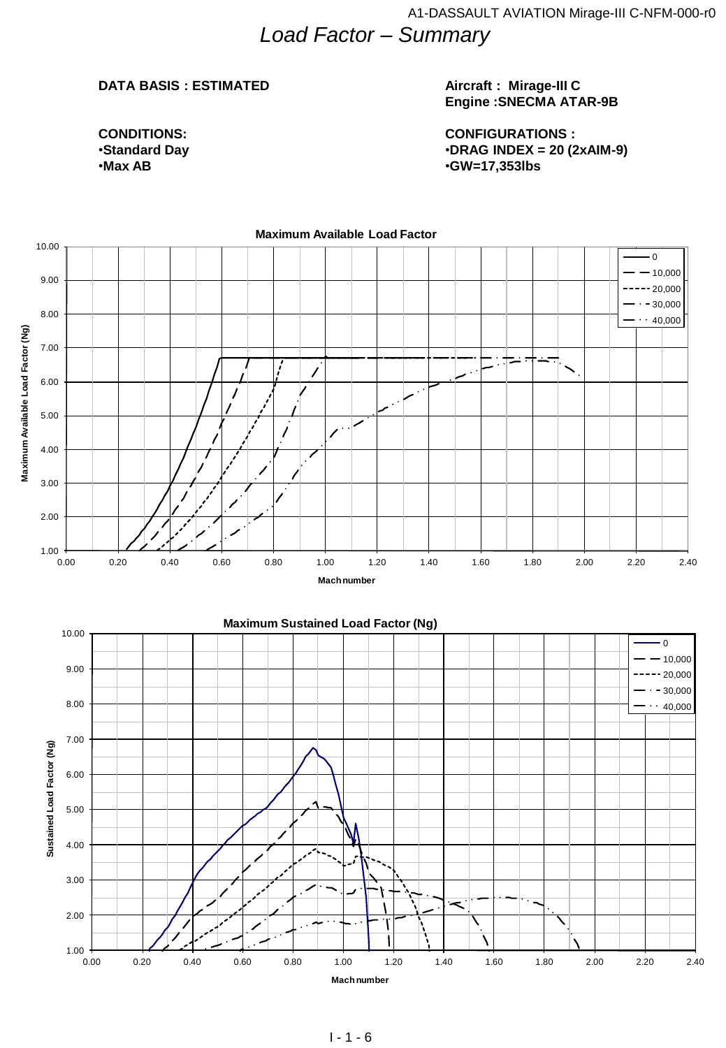# *Load Factor – Summary*

**DATA BASIS : ESTIMATED**

**Aircraft : Mirage-III C**
**Engine :SNECMA ATAR-9B**

**CONDITIONS:**
- **Standard Day**
- **Max AB**

**CONFIGURATIONS :**
- **DRAG INDEX = 20 (2xAIM-9)**
- **GW=17,353lbs**

**Maximum Available Load Factor**

Maximum Available Load Factor (Ng) vs. Mach number. Legend: 0, 10,000, 20,000, 30,000, 40,000.

**Maximum Sustained Load Factor (Ng)**

Sustained Load Factor (Ng) vs. Mach number. Legend: 0, 10,000, 20,000, 30,000, 40,000.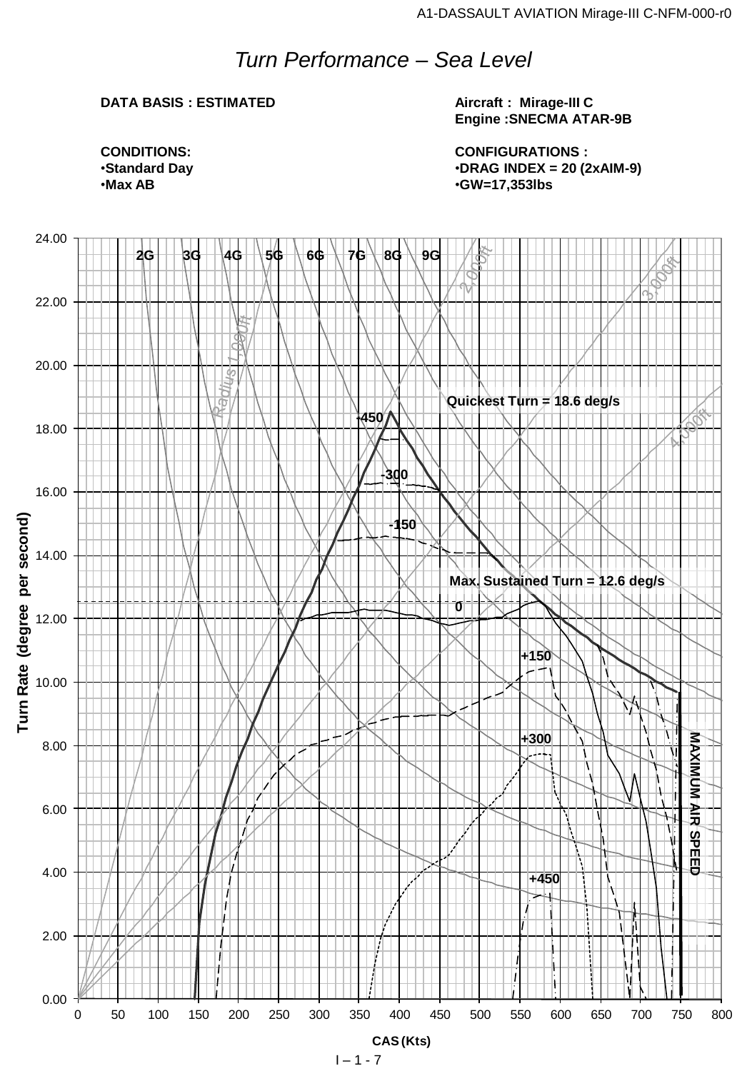# *Turn Performance – Sea Level*

**DATA BASIS : ESTIMATED**

**Aircraft : Mirage-III C**
**Engine :SNECMA ATAR-9B**

**CONDITIONS:**
- **Standard Day**
- **Max AB**

**CONFIGURATIONS :**
- **DRAG INDEX = 20 (2xAIM-9)**
- **GW=17,353lbs**

2G 3G 4G 5G 6G 7G 8G 9G

Radius 1,000ft 2,000ft 3,000ft 4,000ft

**Quickest Turn = 18.6 deg/s**

**Max. Sustained Turn = 12.6 deg/s**

-450 -300 -150 0 +150 +300 +450

**MAXIMUM AIR SPEED**

Turn Rate (degree per second)

CAS (Kts)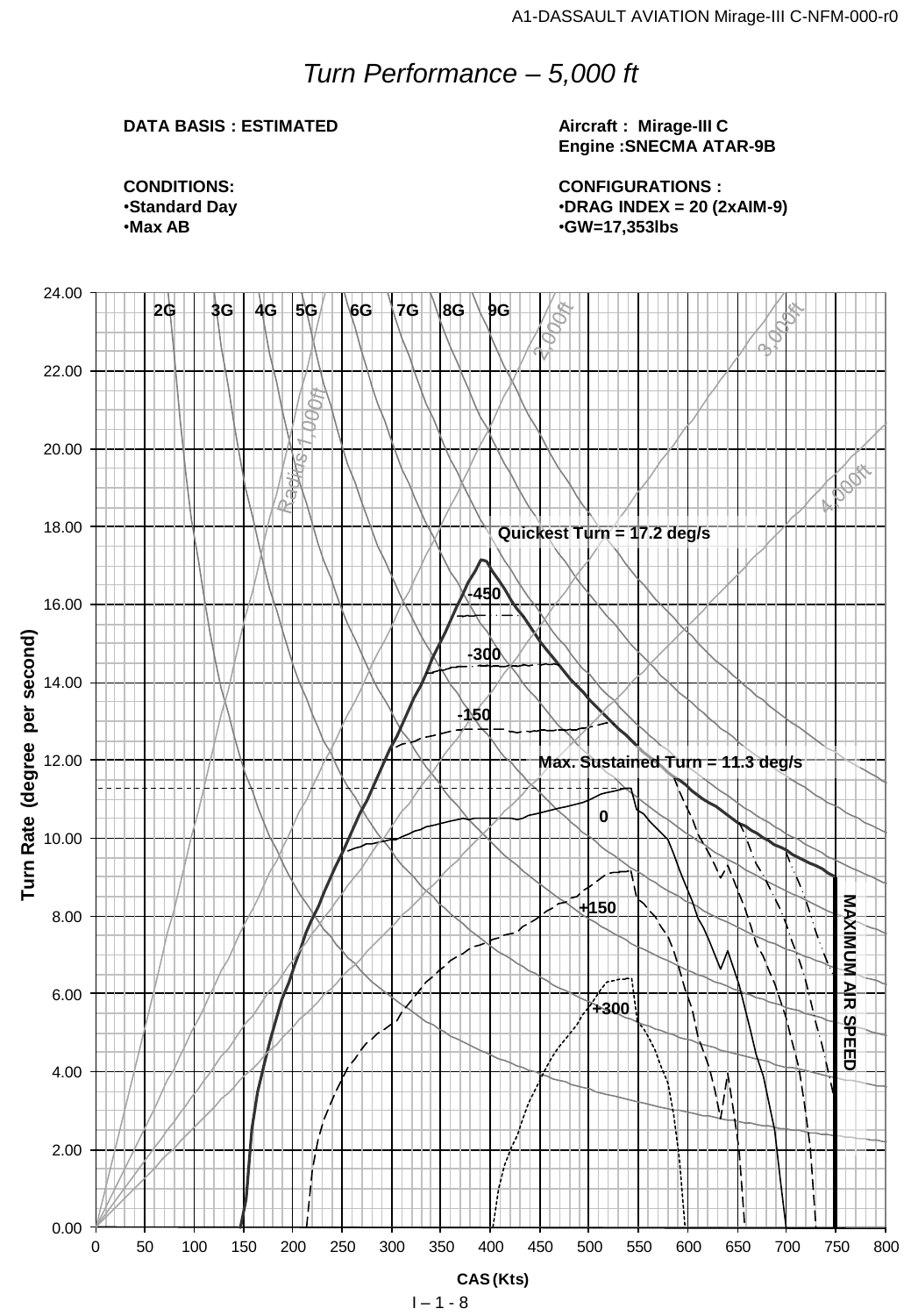# *Turn Performance – 5,000 ft*

**DATA BASIS : ESTIMATED**

**Aircraft : Mirage-III C**
**Engine :SNECMA ATAR-9B**

**CONDITIONS:**
- **Standard Day**
- **Max AB**

**CONFIGURATIONS :**
- **DRAG INDEX = 20 (2xAIM-9)**
- **GW=17,353lbs**

2G 3G 4G 5G 6G 7G 8G 9G

Radius 1,000ft 2,000ft 3,000ft 4,000ft

Quickest Turn = 17.2 deg/s

-450 -300 -150 0 +150 +300

Max. Sustained Turn = 11.3 deg/s

MAXIMUM AIR SPEED

Turn Rate (degree per second)

CAS (Kts)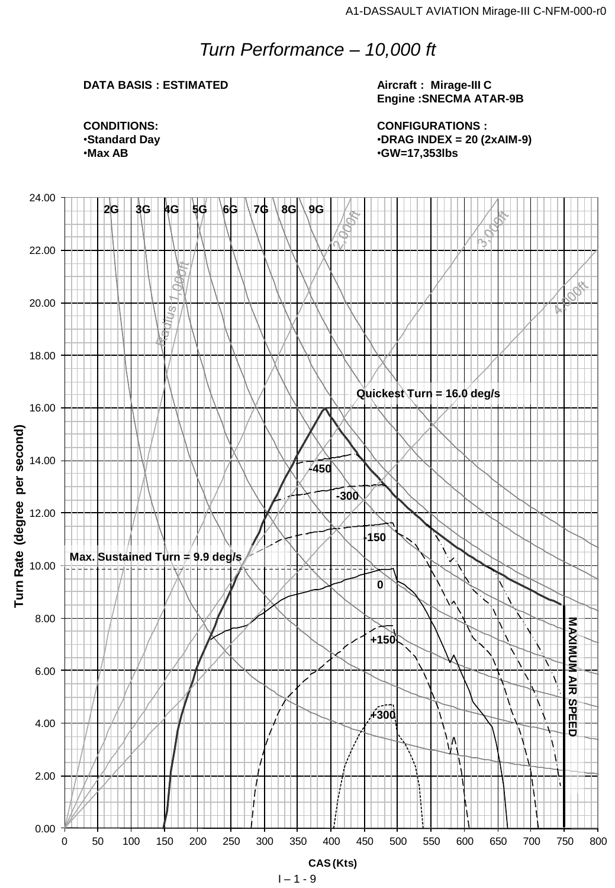# *Turn Performance – 10,000 ft*

**DATA BASIS : ESTIMATED**

**Aircraft : Mirage-III C**
**Engine :SNECMA ATAR-9B**

**CONDITIONS:**
- **Standard Day**
- **Max AB**

**CONFIGURATIONS :**
- **DRAG INDEX = 20 (2xAIM-9)**
- **GW=17,353lbs**

Quickest Turn = 16.0 deg/s

Max. Sustained Turn = 9.9 deg/s

2G 3G 4G 5G 6G 7G 8G 9G

Radius 1,000ft 2,000ft 3,000ft 4,000ft

-450 -300 -150 0 +150 +300

MAXIMUM AIR SPEED

Turn Rate (degree per second)

CAS (Kts)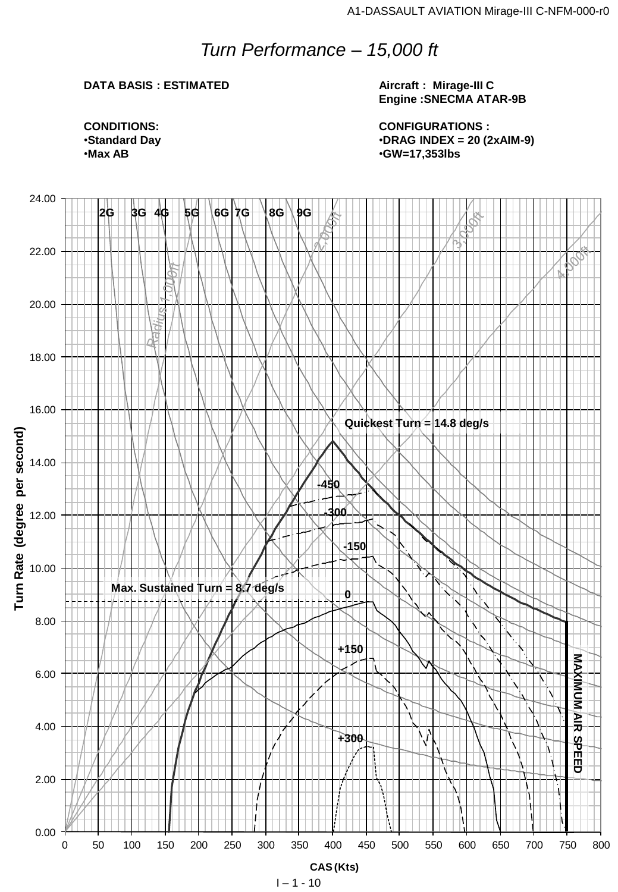# *Turn Performance – 15,000 ft*

**DATA BASIS : ESTIMATED**

**Aircraft : Mirage-III C**
**Engine :SNECMA ATAR-9B**

**CONDITIONS:**
- **Standard Day**
- **Max AB**

**CONFIGURATIONS :**
- **DRAG INDEX = 20 (2xAIM-9)**
- **GW=17,353lbs**

2G 3G 4G 5G 6G 7G 8G 9G

Radius 1,000ft 2,000ft 3,000ft 4,000ft

Quickest Turn = 14.8 deg/s

Max. Sustained Turn = 8.7 deg/s

-450 -300 -150 0 +150 +300

MAXIMUM AIR SPEED

Turn Rate (degree per second)

CAS (Kts)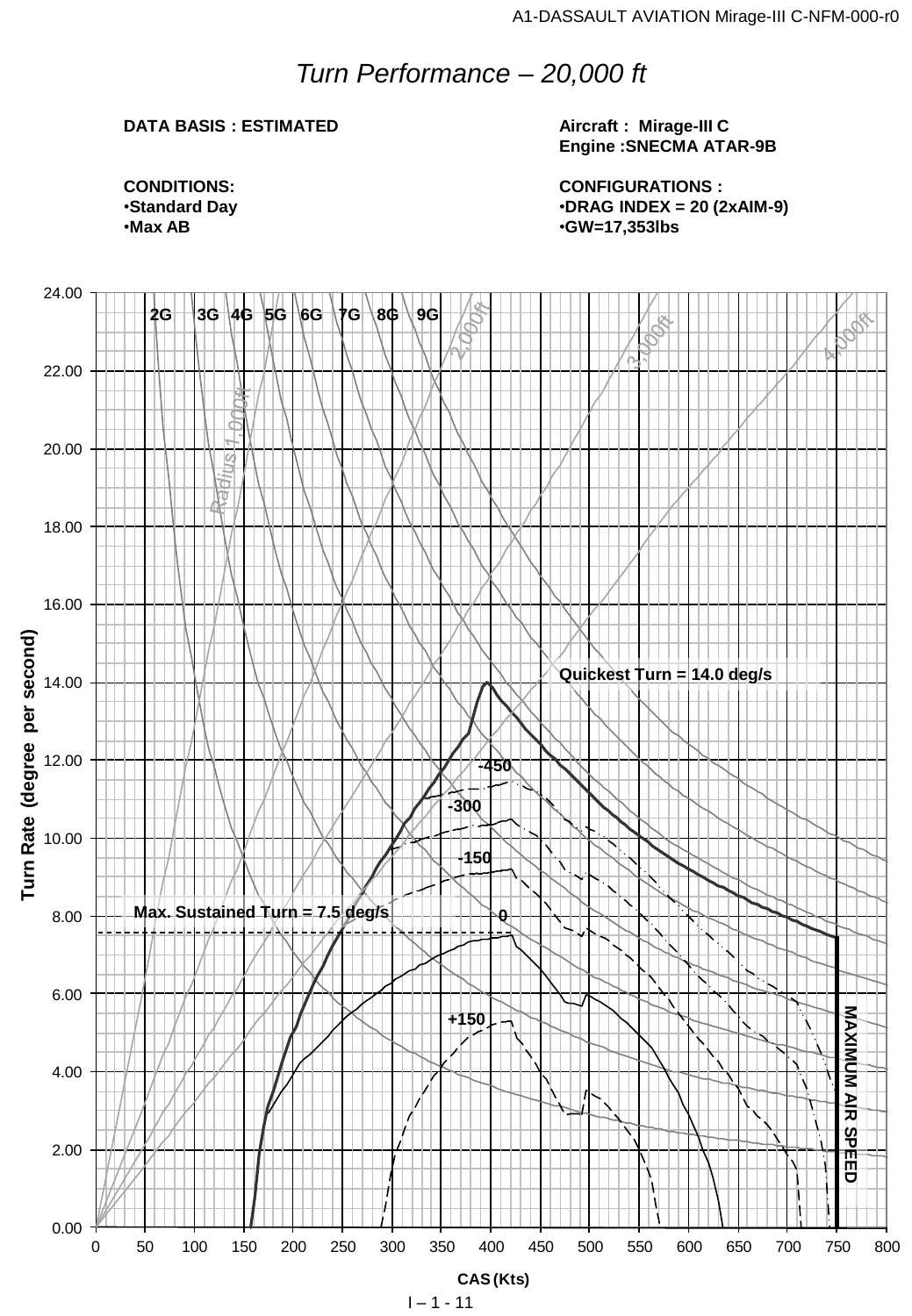# Turn Performance – 20,000 ft

**DATA BASIS : ESTIMATED**

**Aircraft : Mirage-III C**
**Engine :SNECMA ATAR-9B**

**CONDITIONS:**
- **Standard Day**
- **Max AB**

**CONFIGURATIONS :**
- **DRAG INDEX = 20 (2xAIM-9)**
- **GW=17,353lbs**

Turn Rate (degree per second)

2G 3G 4G 5G 6G 7G 8G 9G

Radius 1,000ft 2,000ft 3,000ft 4,000ft

**Quickest Turn = 14.0 deg/s**

**Max. Sustained Turn = 7.5 deg/s**

-450 -300 -150 0 +150

**MAXIMUM AIR SPEED**

**CAS (Kts)**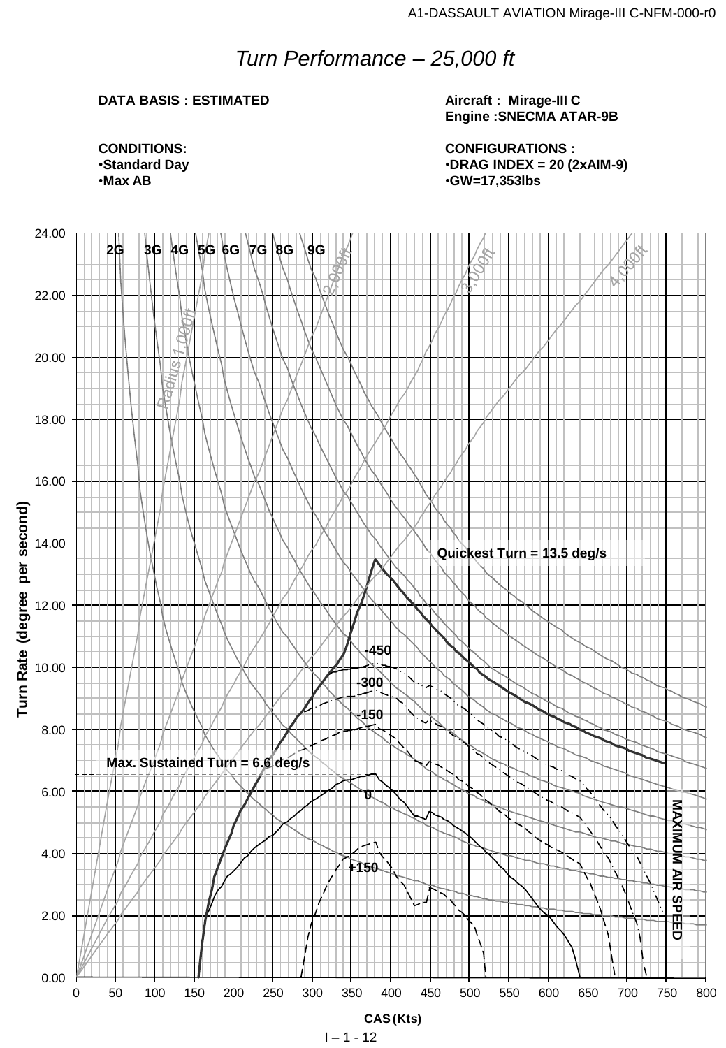# *Turn Performance – 25,000 ft*

**DATA BASIS : ESTIMATED**

**CONDITIONS:**
- **Standard Day**
- **Max AB**

**Aircraft : Mirage-III C**
**Engine :SNECMA ATAR-9B**

**CONFIGURATIONS :**
- **DRAG INDEX = 20 (2xAIM-9)**
- **GW=17,353lbs**

Turn Rate (degree per second) vs CAS (Kts)

2G 3G 4G 5G 6G 7G 8G 9G

Radius 1,000ft, 2,000ft, 3,000ft, 4,000ft

Quickest Turn = 13.5 deg/s

Max. Sustained Turn = 6.6 deg/s

-450, -300, -150, 0, +150

MAXIMUM AIR SPEED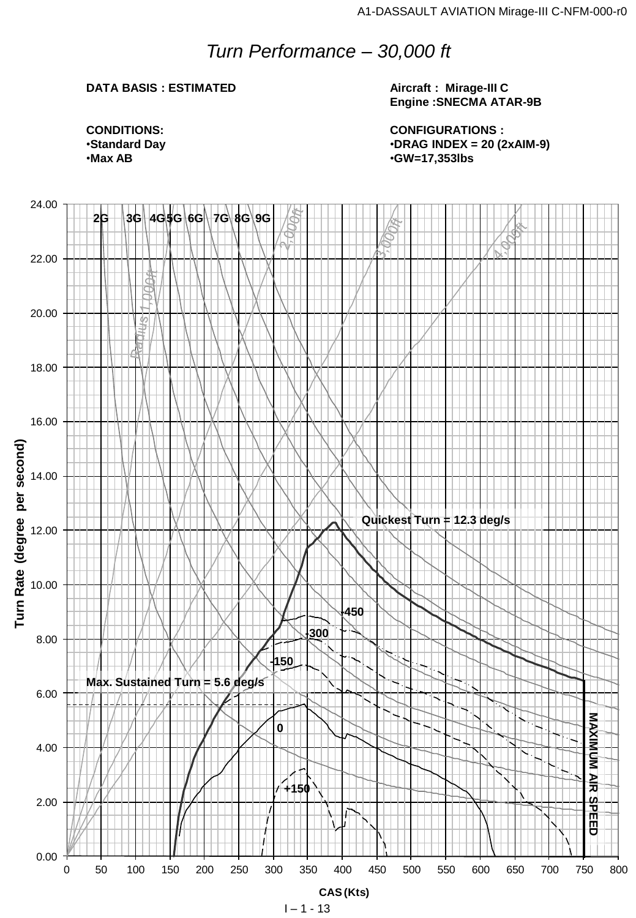# *Turn Performance – 30,000 ft*

**DATA BASIS : ESTIMATED**

**Aircraft : Mirage-III C**
**Engine :SNECMA ATAR-9B**

**CONDITIONS:**
- **Standard Day**
- **Max AB**

**CONFIGURATIONS :**
- **DRAG INDEX = 20 (2xAIM-9)**
- **GW=17,353lbs**

Turn Rate (degree per second) vs. CAS (Kts)

2G 3G 4G 5G 6G 7G 8G 9G

Radius 1,000ft, 2,000ft, 3,000ft, 4,000ft

Quickest Turn = 12.3 deg/s

Max. Sustained Turn = 5.6 deg/s

+450, +300, +150, 0, +150

MAXIMUM AIR SPEED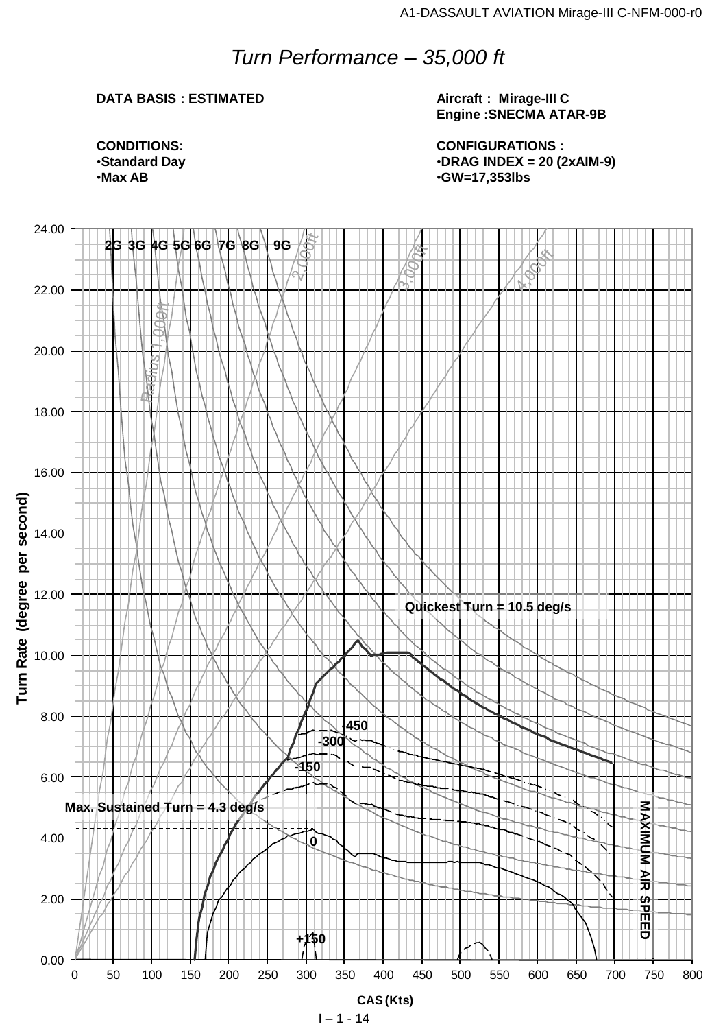# *Turn Performance – 35,000 ft*

**DATA BASIS : ESTIMATED**

**Aircraft : Mirage-III C**
**Engine :SNECMA ATAR-9B**

**CONDITIONS:**
- **Standard Day**
- **Max AB**

**CONFIGURATIONS :**
- **DRAG INDEX = 20 (2xAIM-9)**
- **GW=17,353lbs**

2G 3G 4G 5G 6G 7G 8G 9G

Radius 1,000ft 2,000ft 3,000ft 4,000ft

Quickest Turn = 10.5 deg/s

Max. Sustained Turn = 4.3 deg/s

-450 -300 -150 0 +150

MAXIMUM AIR SPEED

Turn Rate (degree per second)

CAS (Kts)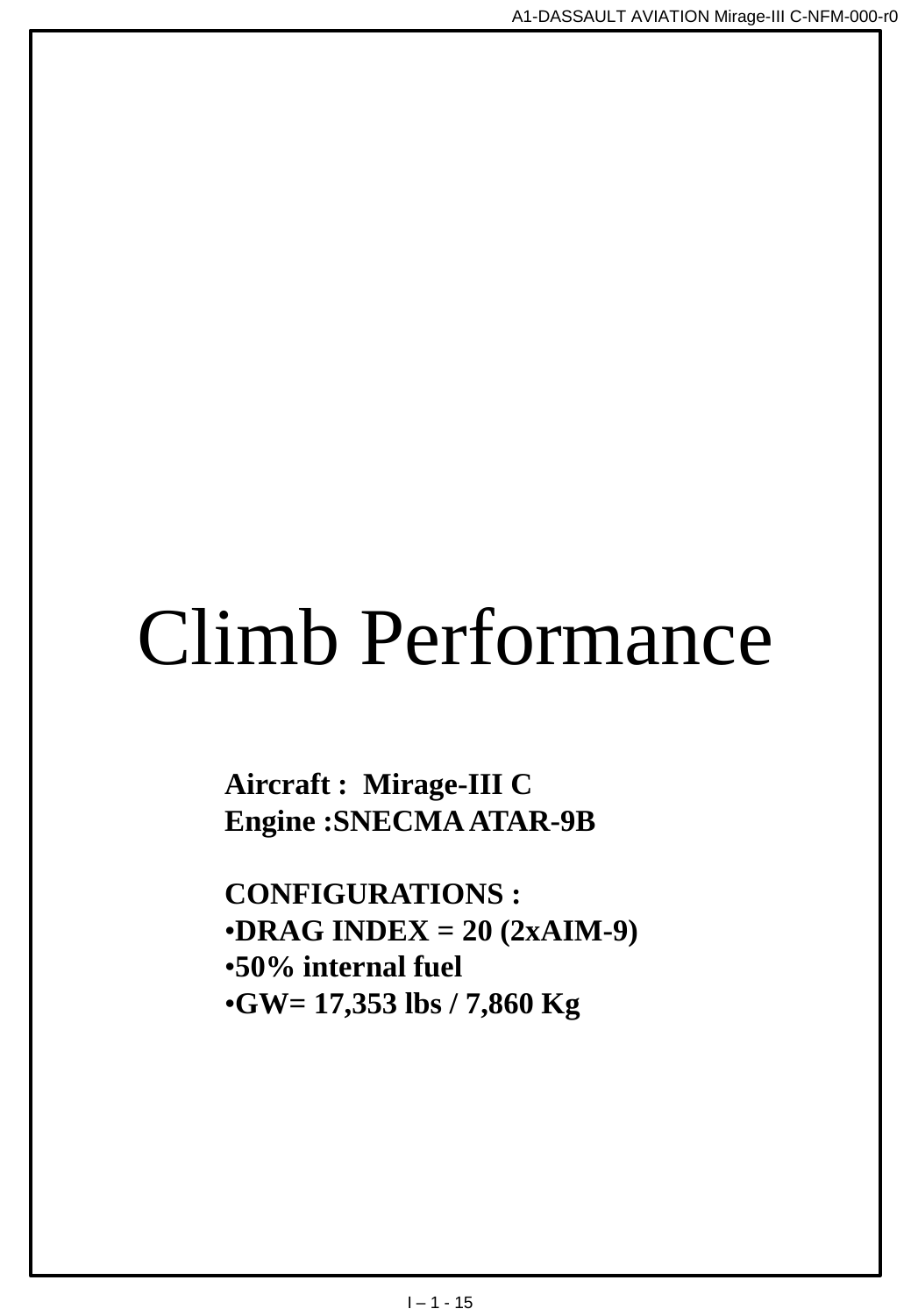# Climb Performance

**Aircraft : Mirage-III C**
**Engine :SNECMA ATAR-9B**

**CONFIGURATIONS :**

- **DRAG INDEX = 20 (2xAIM-9)**
- **50% internal fuel**
- **GW= 17,353 lbs / 7,860 Kg**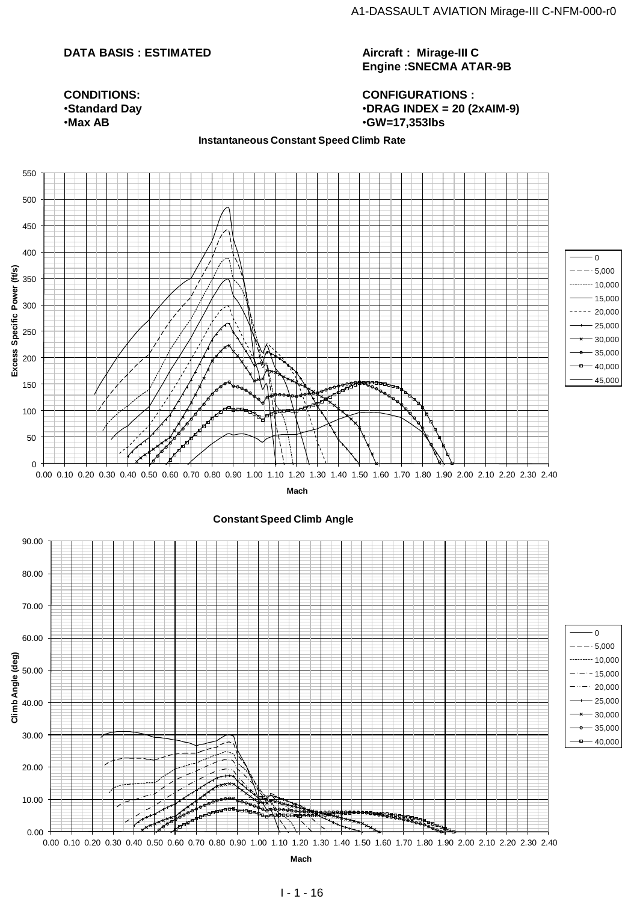**DATA BASIS : ESTIMATED**

**Aircraft : Mirage-III C**
**Engine :SNECMA ATAR-9B**

**CONDITIONS:**
- **Standard Day**
- **Max AB**

**CONFIGURATIONS :**
- **DRAG INDEX = 20 (2xAIM-9)**
- **GW=17,353lbs**

**Instantaneous Constant Speed Climb Rate**

Excess Specific Power (ft/s) vs. Mach

Legend: 0, 5,000, 10,000, 15,000, 20,000, 25,000, 30,000, 35,000, 40,000, 45,000

**Constant Speed Climb Angle**

Climb Angle (deg) vs. Mach

Legend: 0, 5,000, 10,000, 15,000, 20,000, 25,000, 30,000, 35,000, 40,000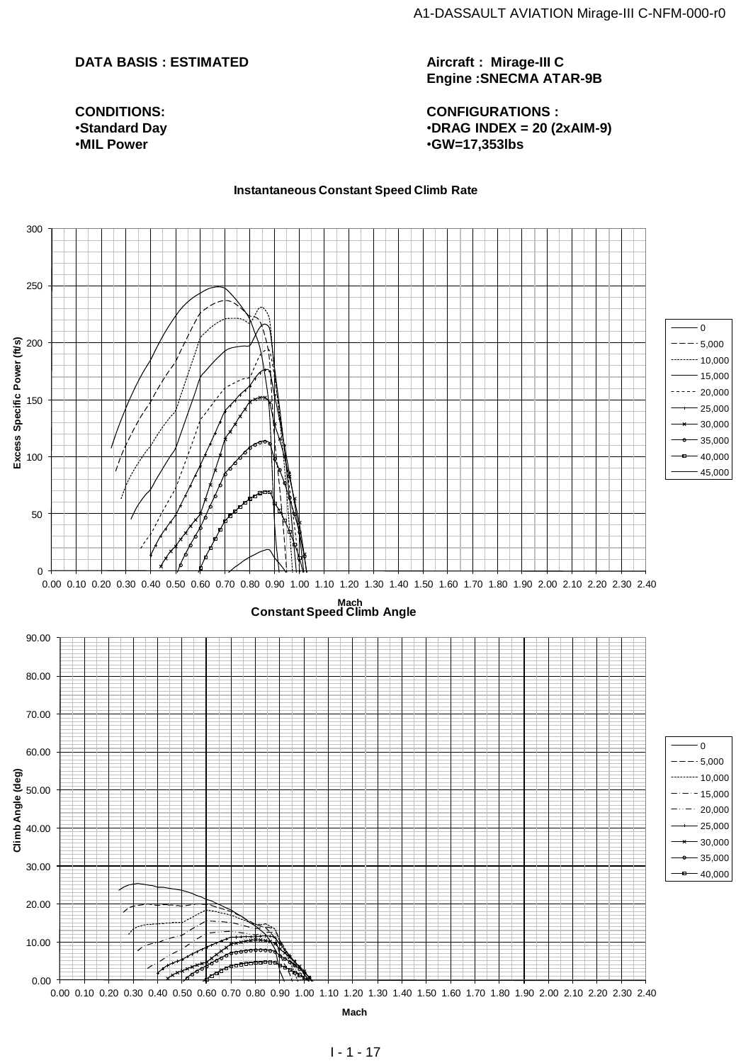**DATA BASIS : ESTIMATED**

**Aircraft : Mirage-III C**
**Engine :SNECMA ATAR-9B**

**CONDITIONS:**
- **Standard Day**
- **MIL Power**

**CONFIGURATIONS :**
- **DRAG INDEX = 20 (2xAIM-9)**
- **GW=17,353lbs**

**Instantaneous Constant Speed Climb Rate**

Excess Specific Power (ft/s) vs. Mach

Legend: 0, 5,000, 10,000, 15,000, 20,000, 25,000, 30,000, 35,000, 40,000, 45,000

**Constant Speed Climb Angle**

Climb Angle (deg) vs. Mach

Legend: 0, 5,000, 10,000, 15,000, 20,000, 25,000, 30,000, 35,000, 40,000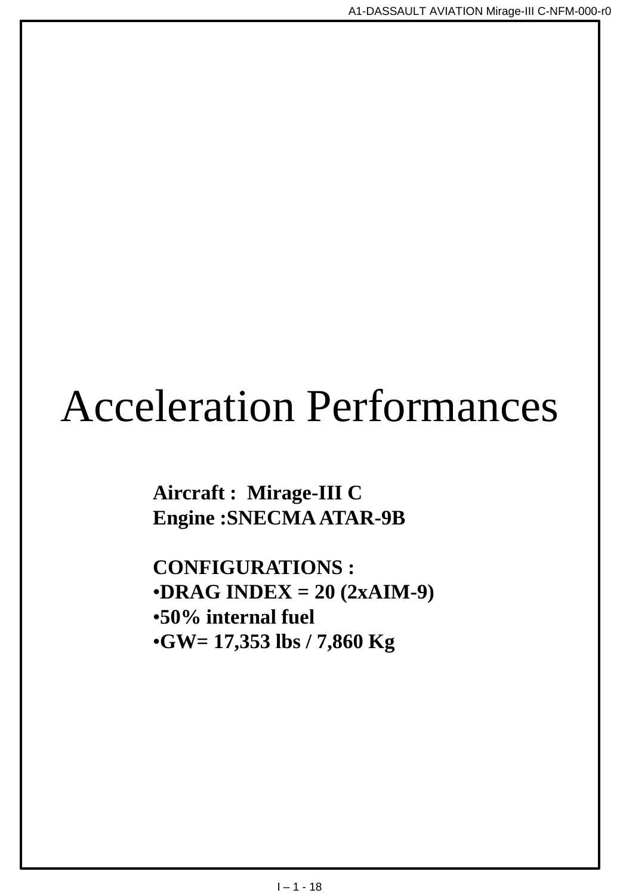# Acceleration Performances

**Aircraft : Mirage-III C**
**Engine :SNECMA ATAR-9B**

**CONFIGURATIONS :**

- **DRAG INDEX = 20 (2xAIM-9)**
- **50% internal fuel**
- **GW= 17,353 lbs / 7,860 Kg**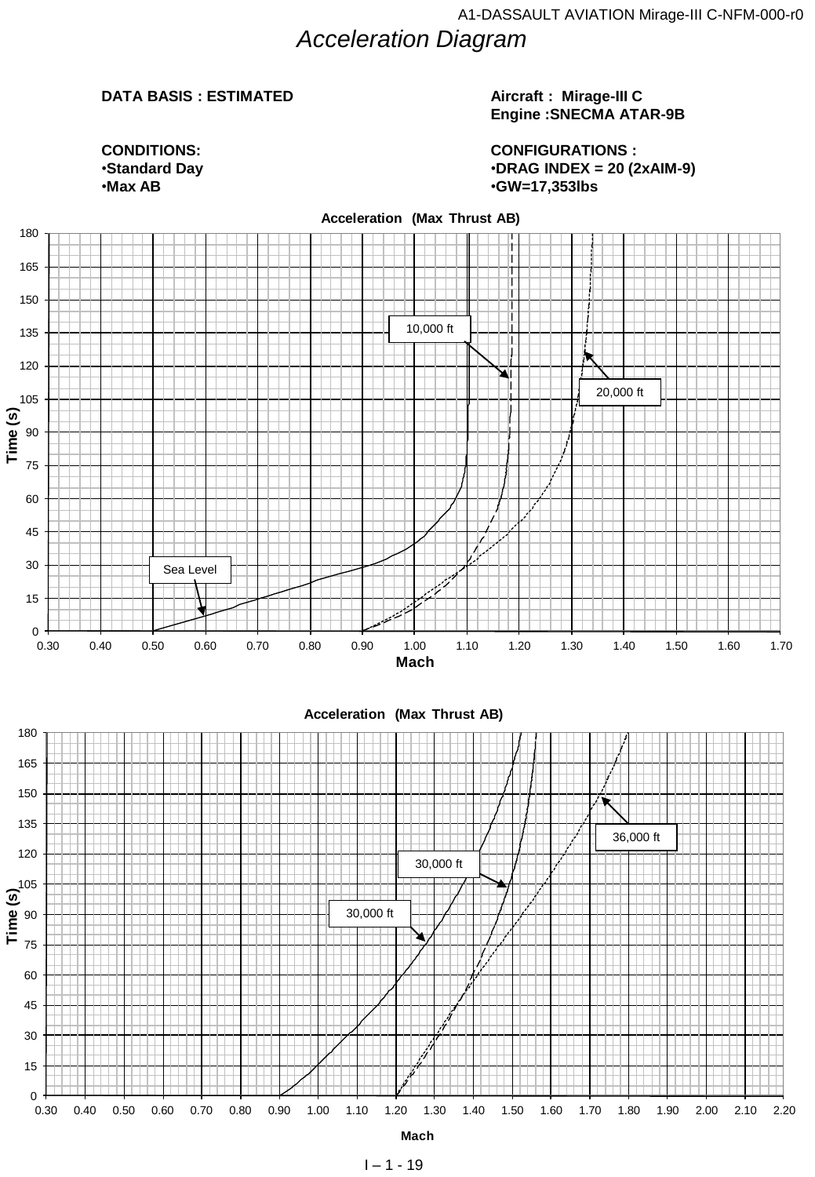# Acceleration Diagram

**DATA BASIS : ESTIMATED**

**Aircraft : Mirage-III C**
**Engine :SNECMA ATAR-9B**

**CONDITIONS:**
- **Standard Day**
- **Max AB**

**CONFIGURATIONS :**
- **DRAG INDEX = 20 (2xAIM-9)**
- **GW=17,353lbs**

**Acceleration (Max Thrust AB)**

Time (s)

180
165
150
135
120
105
90
75
60
45
30
15
0

Mach

0.30 0.40 0.50 0.60 0.70 0.80 0.90 1.00 1.10 1.20 1.30 1.40 1.50 1.60 1.70

Sea Level
10,000 ft
20,000 ft

**Acceleration (Max Thrust AB)**

Time (s)

180
165
150
135
120
105
90
75
60
45
30
15
0

Mach

0.30 0.40 0.50 0.60 0.70 0.80 0.90 1.00 1.10 1.20 1.30 1.40 1.50 1.60 1.70 1.80 1.90 2.00 2.10 2.20

30,000 ft
30,000 ft
36,000 ft